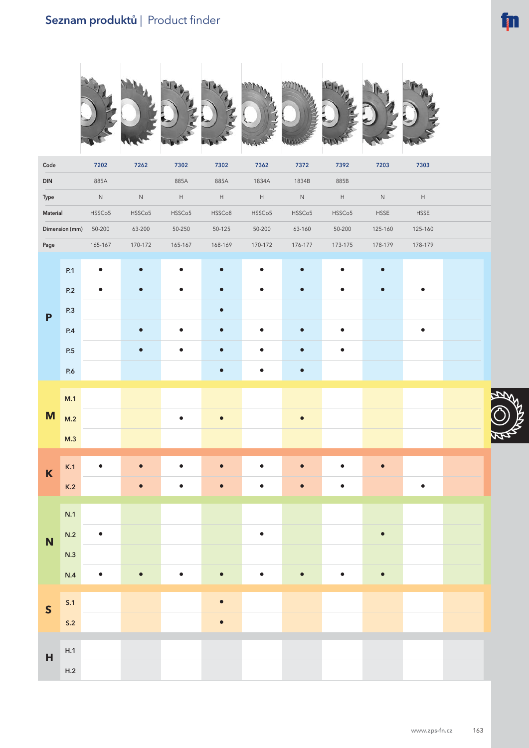# Seznam produktů | Product finder

| Code | | 7202 | 7262 | 7302 | 7302 | 7362 | 7372 | 7392 | 7203 | 7303 |
|---|---|---|---|---|---|---|---|---|---|---|
| DIN | | 885A | | 885A | 885A | 1834A | 1834B | 885B | | |
| Type | | N | N | H | H | H | N | H | N | H |
| Material | | HSSCo5 | HSSCo5 | HSSCo5 | HSSCo8 | HSSCo5 | HSSCo5 | HSSCo5 | HSSE | HSSE |
| Dimension (mm) | | 50-200 | 63-200 | 50-250 | 50-125 | 50-200 | 63-160 | 50-200 | 125-160 | 125-160 |
| Page | | 165-167 | 170-172 | 165-167 | 168-169 | 170-172 | 176-177 | 173-175 | 178-179 | 178-179 |
| P | P.1 | • | • | • | • | • | • | • | • | |
| | P.2 | • | • | • | • | • | • | • | • | • |
| | P.3 | | | | • | | | | | |
| | P.4 | | • | • | • | • | • | • | | • |
| | P.5 | | • | • | • | • | • | • | | |
| | P.6 | | | | • | • | • | | | |
| M | M.1 | | | | | | | | | |
| | M.2 | | | • | • | | • | | | |
| | M.3 | | | | | | | | | |
| K | K.1 | • | • | • | • | • | • | • | • | |
| | K.2 | | • | • | • | • | • | • | | • |
| N | N.1 | | | | | | | | | |
| | N.2 | • | | | | • | | | • | |
| | N.3 | | | | | | | | | |
| | N.4 | • | • | • | • | • | • | • | • | |
| S | S.1 | | | | • | | | | | |
| | S.2 | | | | • | | | | | |
| H | H.1 | | | | | | | | | |
| | H.2 | | | | | | | | | |

www.zps-fn.cz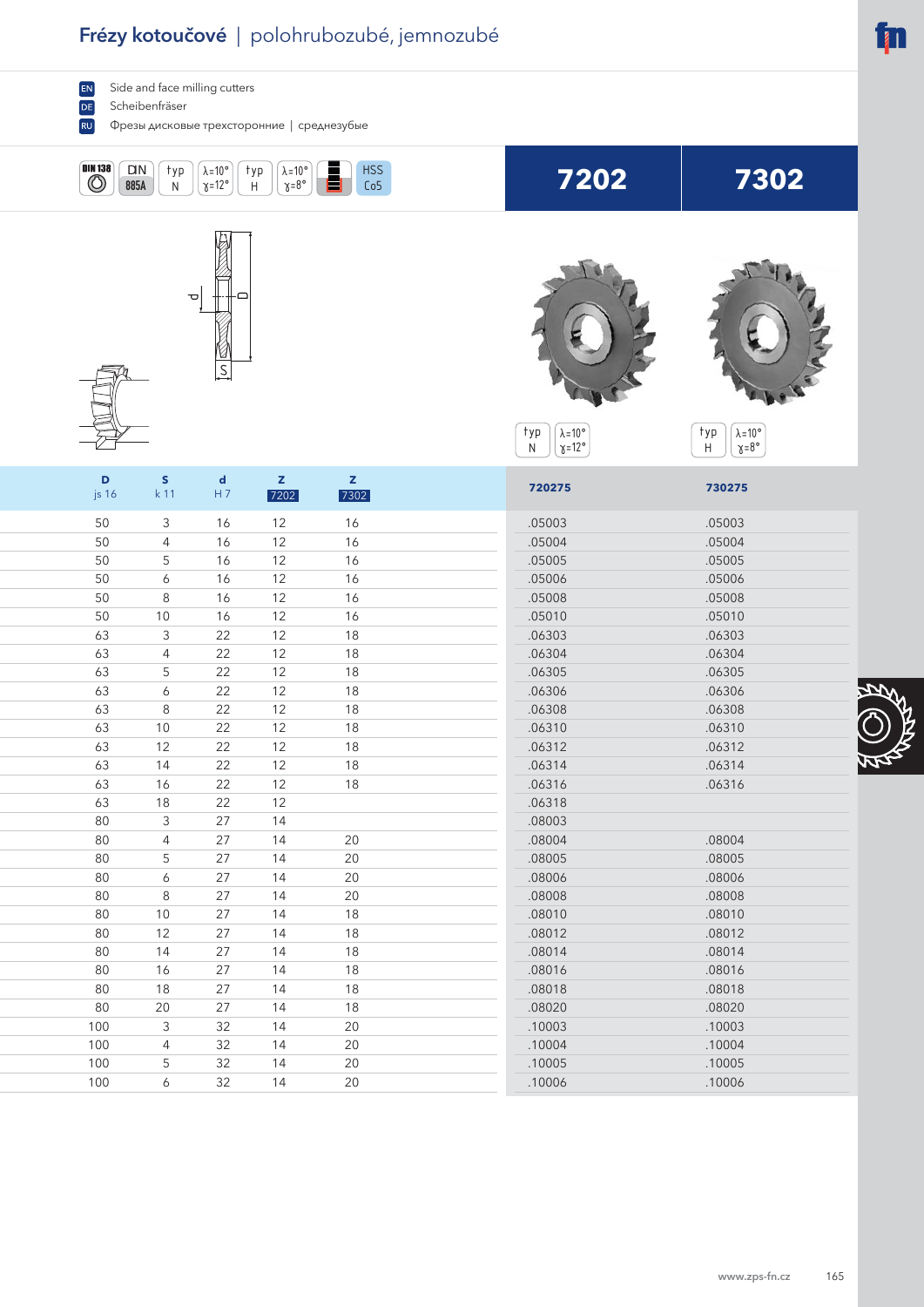# Frézy kotoučové | polohrubozubé, jemnozubé

EN Side and face milling cutters
DE Scheibenfräser
RU Фрезы дисковые трехсторонние | среднезубые

DIN 138 | DIN 885A | typ N | λ=10° γ=12° | typ H | λ=10° γ=8° | HSS Co5

| 7202 | 7302 |
|---|---|
| typ N, λ=10° γ=12° | typ H, λ=10° γ=8° |

| D js 16 | S k 11 | d H 7 | Z 7202 | Z 7302 | 720275 | 730275 |
|---|---|---|---|---|---|---|
| 50 | 3 | 16 | 12 | 16 | .05003 | .05003 |
| 50 | 4 | 16 | 12 | 16 | .05004 | .05004 |
| 50 | 5 | 16 | 12 | 16 | .05005 | .05005 |
| 50 | 6 | 16 | 12 | 16 | .05006 | .05006 |
| 50 | 8 | 16 | 12 | 16 | .05008 | .05008 |
| 50 | 10 | 16 | 12 | 16 | .05010 | .05010 |
| 63 | 3 | 22 | 12 | 18 | .06303 | .06303 |
| 63 | 4 | 22 | 12 | 18 | .06304 | .06304 |
| 63 | 5 | 22 | 12 | 18 | .06305 | .06305 |
| 63 | 6 | 22 | 12 | 18 | .06306 | .06306 |
| 63 | 8 | 22 | 12 | 18 | .06308 | .06308 |
| 63 | 10 | 22 | 12 | 18 | .06310 | .06310 |
| 63 | 12 | 22 | 12 | 18 | .06312 | .06312 |
| 63 | 14 | 22 | 12 | 18 | .06314 | .06314 |
| 63 | 16 | 22 | 12 | 18 | .06316 | .06316 |
| 63 | 18 | 22 | 12 | | .06318 | |
| 80 | 3 | 27 | 14 | | .08003 | |
| 80 | 4 | 27 | 14 | 20 | .08004 | .08004 |
| 80 | 5 | 27 | 14 | 20 | .08005 | .08005 |
| 80 | 6 | 27 | 14 | 20 | .08006 | .08006 |
| 80 | 8 | 27 | 14 | 20 | .08008 | .08008 |
| 80 | 10 | 27 | 14 | 18 | .08010 | .08010 |
| 80 | 12 | 27 | 14 | 18 | .08012 | .08012 |
| 80 | 14 | 27 | 14 | 18 | .08014 | .08014 |
| 80 | 16 | 27 | 14 | 18 | .08016 | .08016 |
| 80 | 18 | 27 | 14 | 18 | .08018 | .08018 |
| 80 | 20 | 27 | 14 | 18 | .08020 | .08020 |
| 100 | 3 | 32 | 14 | 20 | .10003 | .10003 |
| 100 | 4 | 32 | 14 | 20 | .10004 | .10004 |
| 100 | 5 | 32 | 14 | 20 | .10005 | .10005 |
| 100 | 6 | 32 | 14 | 20 | .10006 | .10006 |

www.zps-fn.cz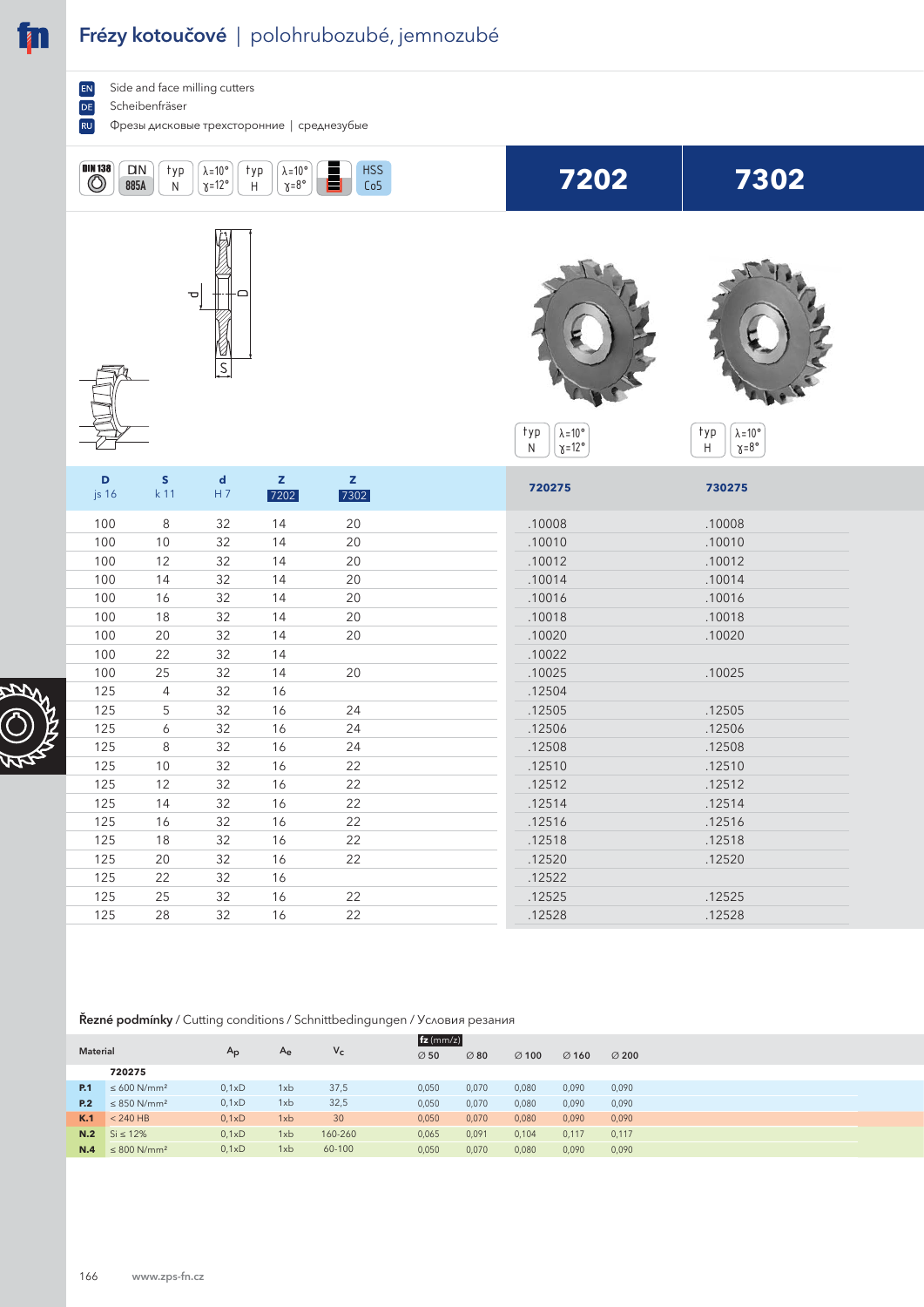# Frézy kotoučové | polohrubozubé, jemnozubé

EN Side and face milling cutters
DE Scheibenfräser
RU Фрезы дисковые трехсторонние | среднезубые

DIN 138 | DIN 885A | typ N | λ=10° γ=12° | typ H | λ=10° γ=8° | HSS Co5

## 7202 | 7302

typ N λ=10° γ=12° — typ H λ=10° γ=8°

| D js 16 | S k 11 | d H 7 | Z 7202 | Z 7302 | 720275 | 730275 |
|---|---|---|---|---|---|---|
| 100 | 8 | 32 | 14 | 20 | .10008 | .10008 |
| 100 | 10 | 32 | 14 | 20 | .10010 | .10010 |
| 100 | 12 | 32 | 14 | 20 | .10012 | .10012 |
| 100 | 14 | 32 | 14 | 20 | .10014 | .10014 |
| 100 | 16 | 32 | 14 | 20 | .10016 | .10016 |
| 100 | 18 | 32 | 14 | 20 | .10018 | .10018 |
| 100 | 20 | 32 | 14 | 20 | .10020 | .10020 |
| 100 | 22 | 32 | 14 | | .10022 | |
| 100 | 25 | 32 | 14 | 20 | .10025 | .10025 |
| 125 | 4 | 32 | 16 | | .12504 | |
| 125 | 5 | 32 | 16 | 24 | .12505 | .12505 |
| 125 | 6 | 32 | 16 | 24 | .12506 | .12506 |
| 125 | 8 | 32 | 16 | 24 | .12508 | .12508 |
| 125 | 10 | 32 | 16 | 22 | .12510 | .12510 |
| 125 | 12 | 32 | 16 | 22 | .12512 | .12512 |
| 125 | 14 | 32 | 16 | 22 | .12514 | .12514 |
| 125 | 16 | 32 | 16 | 22 | .12516 | .12516 |
| 125 | 18 | 32 | 16 | 22 | .12518 | .12518 |
| 125 | 20 | 32 | 16 | 22 | .12520 | .12520 |
| 125 | 22 | 32 | 16 | | .12522 | |
| 125 | 25 | 32 | 16 | 22 | .12525 | .12525 |
| 125 | 28 | 32 | 16 | 22 | .12528 | .12528 |

**Řezné podmínky** / Cutting conditions / Schnittbedingungen / Условия резания

| Material | | $A_p$ | $A_e$ | $V_c$ | fz (mm/z) ∅ 50 | ∅ 80 | ∅ 100 | ∅ 160 | ∅ 200 |
|---|---|---|---|---|---|---|---|---|---|
| | **720275** | | | | | | | | |
| **P.1** | ≤ 600 N/mm² | 0,1xD | 1xb | 37,5 | 0,050 | 0,070 | 0,080 | 0,090 | 0,090 |
| **P.2** | ≤ 850 N/mm² | 0,1xD | 1xb | 32,5 | 0,050 | 0,070 | 0,080 | 0,090 | 0,090 |
| **K.1** | < 240 HB | 0,1xD | 1xb | 30 | 0,050 | 0,070 | 0,080 | 0,090 | 0,090 |
| **N.2** | Si ≤ 12% | 0,1xD | 1xb | 160-260 | 0,065 | 0,091 | 0,104 | 0,117 | 0,117 |
| **N.4** | ≤ 800 N/mm² | 0,1xD | 1xb | 60-100 | 0,050 | 0,070 | 0,080 | 0,090 | 0,090 |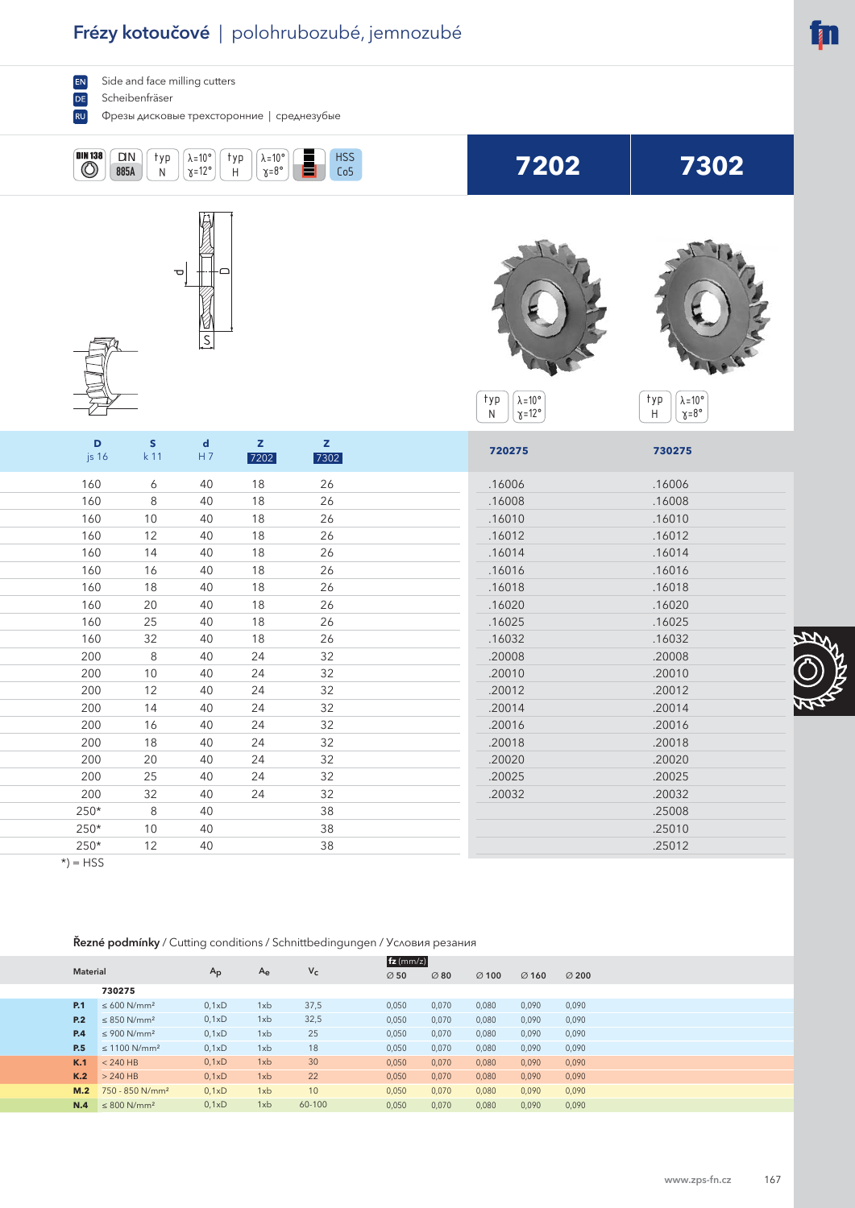# Frézy kotoučové | polohrubozubé, jemnozubé

EN Side and face milling cutters
DE Scheibenfräser
RU Фрезы дисковые трехсторонние | среднезубые

DIN 138 | DIN 885A | typ N | λ=10° γ=12° | typ H | λ=10° γ=8° | HSS Co5

## 7202 | 7302

typ N λ=10° γ=12° | typ H λ=10° γ=8°

| D js 16 | s k 11 | d H 7 | z 7202 | z 7302 | 720275 | 730275 |
|---|---|---|---|---|---|---|
| 160 | 6 | 40 | 18 | 26 | .16006 | .16006 |
| 160 | 8 | 40 | 18 | 26 | .16008 | .16008 |
| 160 | 10 | 40 | 18 | 26 | .16010 | .16010 |
| 160 | 12 | 40 | 18 | 26 | .16012 | .16012 |
| 160 | 14 | 40 | 18 | 26 | .16014 | .16014 |
| 160 | 16 | 40 | 18 | 26 | .16016 | .16016 |
| 160 | 18 | 40 | 18 | 26 | .16018 | .16018 |
| 160 | 20 | 40 | 18 | 26 | .16020 | .16020 |
| 160 | 25 | 40 | 18 | 26 | .16025 | .16025 |
| 160 | 32 | 40 | 18 | 26 | .16032 | .16032 |
| 200 | 8 | 40 | 24 | 32 | .20008 | .20008 |
| 200 | 10 | 40 | 24 | 32 | .20010 | .20010 |
| 200 | 12 | 40 | 24 | 32 | .20012 | .20012 |
| 200 | 14 | 40 | 24 | 32 | .20014 | .20014 |
| 200 | 16 | 40 | 24 | 32 | .20016 | .20016 |
| 200 | 18 | 40 | 24 | 32 | .20018 | .20018 |
| 200 | 20 | 40 | 24 | 32 | .20020 | .20020 |
| 200 | 25 | 40 | 24 | 32 | .20025 | .20025 |
| 200 | 32 | 40 | 24 | 32 | .20032 | .20032 |
| 250* | 8 | 40 | | 38 | | .25008 |
| 250* | 10 | 40 | | 38 | | .25010 |
| 250* | 12 | 40 | | 38 | | .25012 |

*) = HSS

**Řezné podmínky** / Cutting conditions / Schnittbedingungen / Условия резания

| Material | | $A_p$ | $A_e$ | $V_c$ | fz (mm/z) ∅ 50 | ∅ 80 | ∅ 100 | ∅ 160 | ∅ 200 |
|---|---|---|---|---|---|---|---|---|---|
| | 730275 | | | | | | | | |
| P.1 | ≤ 600 N/mm² | 0,1xD | 1xb | 37,5 | 0,050 | 0,070 | 0,080 | 0,090 | 0,090 |
| P.2 | ≤ 850 N/mm² | 0,1xD | 1xb | 32,5 | 0,050 | 0,070 | 0,080 | 0,090 | 0,090 |
| P.4 | ≤ 900 N/mm² | 0,1xD | 1xb | 25 | 0,050 | 0,070 | 0,080 | 0,090 | 0,090 |
| P.5 | ≤ 1100 N/mm² | 0,1xD | 1xb | 18 | 0,050 | 0,070 | 0,080 | 0,090 | 0,090 |
| K.1 | < 240 HB | 0,1xD | 1xb | 30 | 0,050 | 0,070 | 0,080 | 0,090 | 0,090 |
| K.2 | > 240 HB | 0,1xD | 1xb | 22 | 0,050 | 0,070 | 0,080 | 0,090 | 0,090 |
| M.2 | 750 - 850 N/mm² | 0,1xD | 1xb | 10 | 0,050 | 0,070 | 0,080 | 0,090 | 0,090 |
| N.4 | ≤ 800 N/mm² | 0,1xD | 1xb | 60-100 | 0,050 | 0,070 | 0,080 | 0,090 | 0,090 |

www.zps-fn.cz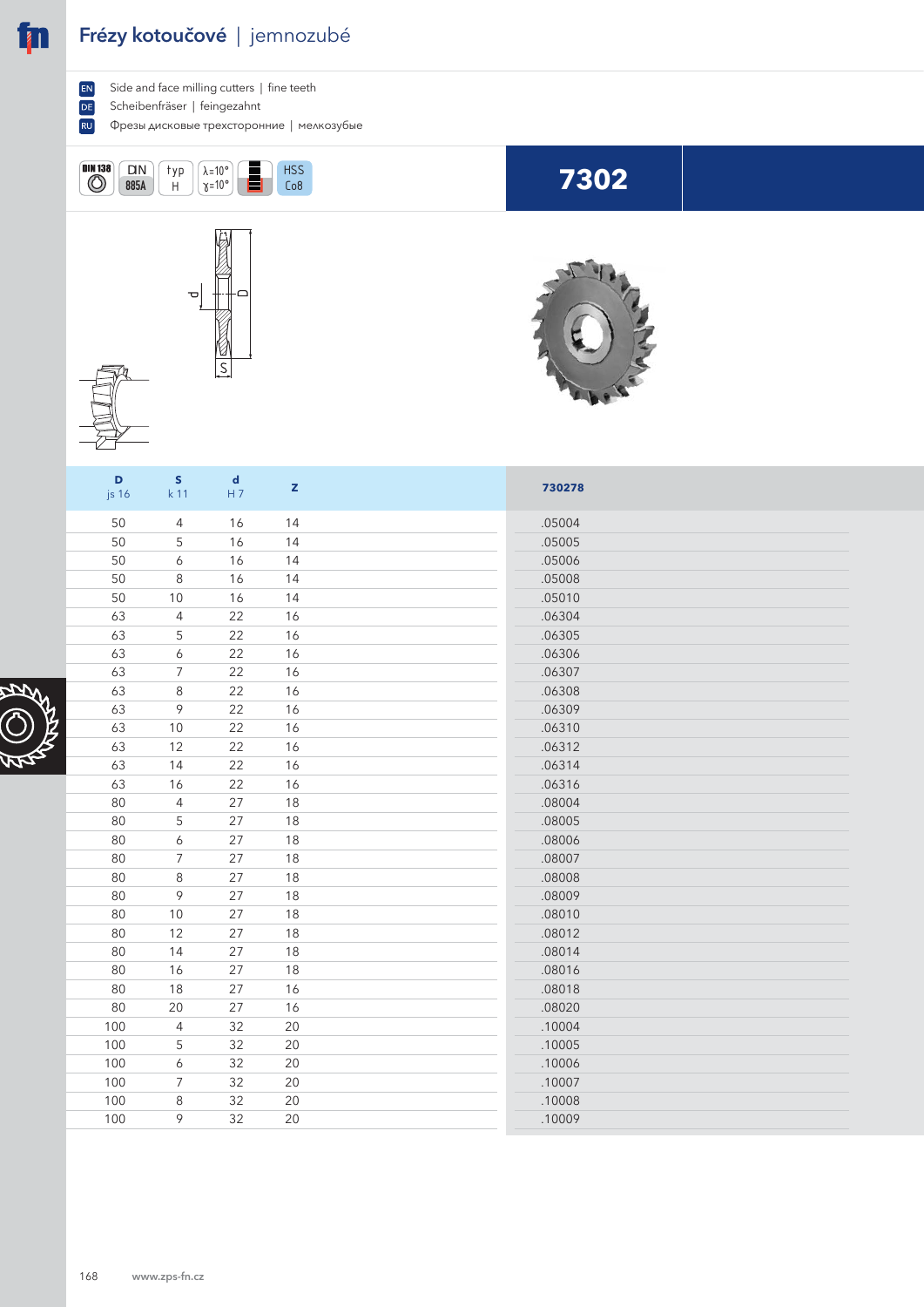# Frézy kotoučové | jemnozubé

EN Side and face milling cutters | fine teeth

DE Scheibenfräser | feingezahnt

RU Фрезы дисковые трехсторонние | мелкозубые

DIN 138 | DIN 885A | typ H | λ=10° γ=10° | HSS Co8

## 7302

| D js 16 | S k 11 | d H 7 | z | 730278 |
|---|---|---|---|---|
| 50 | 4 | 16 | 14 | .05004 |
| 50 | 5 | 16 | 14 | .05005 |
| 50 | 6 | 16 | 14 | .05006 |
| 50 | 8 | 16 | 14 | .05008 |
| 50 | 10 | 16 | 14 | .05010 |
| 63 | 4 | 22 | 16 | .06304 |
| 63 | 5 | 22 | 16 | .06305 |
| 63 | 6 | 22 | 16 | .06306 |
| 63 | 7 | 22 | 16 | .06307 |
| 63 | 8 | 22 | 16 | .06308 |
| 63 | 9 | 22 | 16 | .06309 |
| 63 | 10 | 22 | 16 | .06310 |
| 63 | 12 | 22 | 16 | .06312 |
| 63 | 14 | 22 | 16 | .06314 |
| 63 | 16 | 22 | 16 | .06316 |
| 80 | 4 | 27 | 18 | .08004 |
| 80 | 5 | 27 | 18 | .08005 |
| 80 | 6 | 27 | 18 | .08006 |
| 80 | 7 | 27 | 18 | .08007 |
| 80 | 8 | 27 | 18 | .08008 |
| 80 | 9 | 27 | 18 | .08009 |
| 80 | 10 | 27 | 18 | .08010 |
| 80 | 12 | 27 | 18 | .08012 |
| 80 | 14 | 27 | 18 | .08014 |
| 80 | 16 | 27 | 18 | .08016 |
| 80 | 18 | 27 | 16 | .08018 |
| 80 | 20 | 27 | 16 | .08020 |
| 100 | 4 | 32 | 20 | .10004 |
| 100 | 5 | 32 | 20 | .10005 |
| 100 | 6 | 32 | 20 | .10006 |
| 100 | 7 | 32 | 20 | .10007 |
| 100 | 8 | 32 | 20 | .10008 |
| 100 | 9 | 32 | 20 | .10009 |

www.zps-fn.cz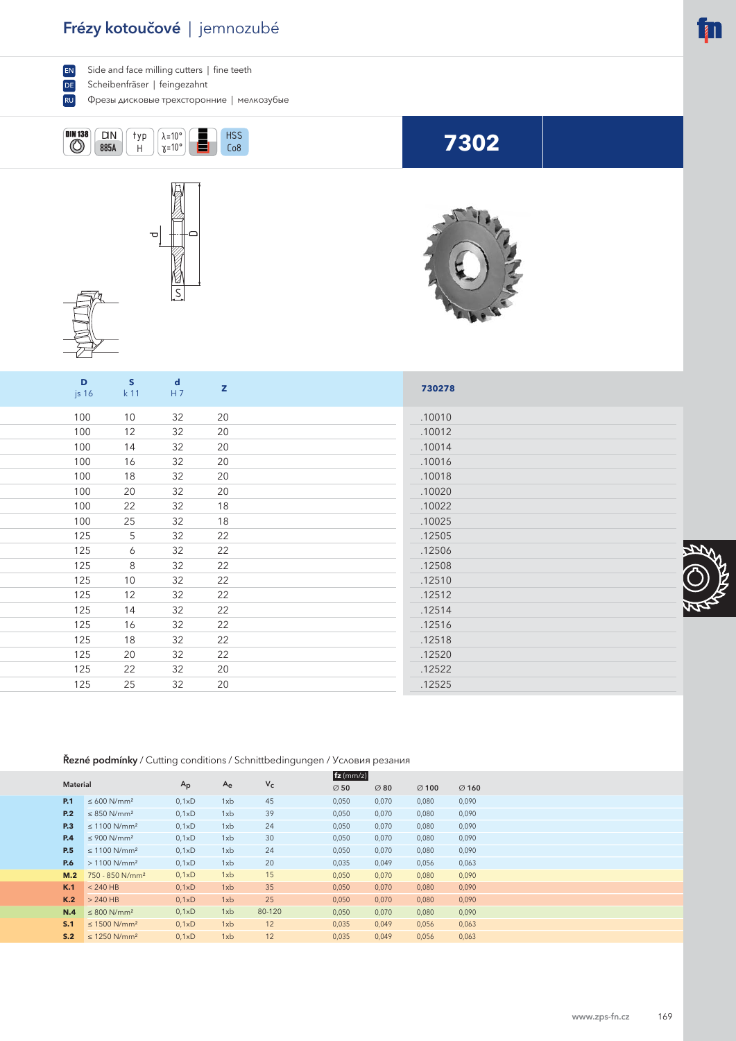# Frézy kotoučové | jemnozubé

EN Side and face milling cutters | fine teeth

DE Scheibenfräser | feingezahnt

RU Фрезы дисковые трехсторонние | мелкозубые

DIN 138 | DIN 885A | typ H | λ=10° γ=10° | HSS Co8

## 7302

| D js 16 | S k 11 | d H 7 | z | 730278 |
|---|---|---|---|---|
| 100 | 10 | 32 | 20 | .10010 |
| 100 | 12 | 32 | 20 | .10012 |
| 100 | 14 | 32 | 20 | .10014 |
| 100 | 16 | 32 | 20 | .10016 |
| 100 | 18 | 32 | 20 | .10018 |
| 100 | 20 | 32 | 20 | .10020 |
| 100 | 22 | 32 | 18 | .10022 |
| 100 | 25 | 32 | 18 | .10025 |
| 125 | 5 | 32 | 22 | .12505 |
| 125 | 6 | 32 | 22 | .12506 |
| 125 | 8 | 32 | 22 | .12508 |
| 125 | 10 | 32 | 22 | .12510 |
| 125 | 12 | 32 | 22 | .12512 |
| 125 | 14 | 32 | 22 | .12514 |
| 125 | 16 | 32 | 22 | .12516 |
| 125 | 18 | 32 | 22 | .12518 |
| 125 | 20 | 32 | 22 | .12520 |
| 125 | 22 | 32 | 20 | .12522 |
| 125 | 25 | 32 | 20 | .12525 |

**Řezné podmínky** / Cutting conditions / Schnittbedingungen / Условия резания

| Material | | $A_p$ | $A_e$ | $V_c$ | fz (mm/z) ∅ 50 | ∅ 80 | ∅ 100 | ∅ 160 |
|---|---|---|---|---|---|---|---|---|
| **P.1** | ≤ 600 N/mm² | 0,1xD | 1xb | 45 | 0,050 | 0,070 | 0,080 | 0,090 |
| **P.2** | ≤ 850 N/mm² | 0,1xD | 1xb | 39 | 0,050 | 0,070 | 0,080 | 0,090 |
| **P.3** | ≤ 1100 N/mm² | 0,1xD | 1xb | 24 | 0,050 | 0,070 | 0,080 | 0,090 |
| **P.4** | ≤ 900 N/mm² | 0,1xD | 1xb | 30 | 0,050 | 0,070 | 0,080 | 0,090 |
| **P.5** | ≤ 1100 N/mm² | 0,1xD | 1xb | 24 | 0,050 | 0,070 | 0,080 | 0,090 |
| **P.6** | > 1100 N/mm² | 0,1xD | 1xb | 20 | 0,035 | 0,049 | 0,056 | 0,063 |
| **M.2** | 750 - 850 N/mm² | 0,1xD | 1xb | 15 | 0,050 | 0,070 | 0,080 | 0,090 |
| **K.1** | < 240 HB | 0,1xD | 1xb | 35 | 0,050 | 0,070 | 0,080 | 0,090 |
| **K.2** | > 240 HB | 0,1xD | 1xb | 25 | 0,050 | 0,070 | 0,080 | 0,090 |
| **N.4** | ≤ 800 N/mm² | 0,1xD | 1xb | 80-120 | 0,050 | 0,070 | 0,080 | 0,090 |
| **S.1** | ≤ 1500 N/mm² | 0,1xD | 1xb | 12 | 0,035 | 0,049 | 0,056 | 0,063 |
| **S.2** | ≤ 1250 N/mm² | 0,1xD | 1xb | 12 | 0,035 | 0,049 | 0,056 | 0,063 |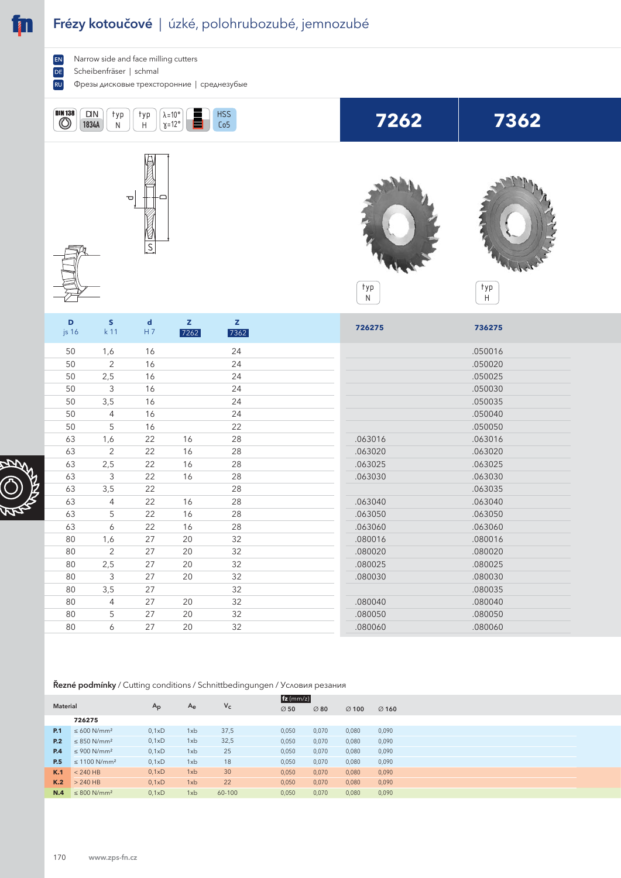# Frézy kotoučové | úzké, polohrubozubé, jemnozubé

EN Narrow side and face milling cutters
DE Scheibenfräser | schmal
RU Фрезы дисковые трехсторонние | среднезубые

DIN 138 | DIN 1834A | typ N | typ H | λ=10° γ=12° | HSS Co5

| | 7262 | 7362 |
|---|---|---|
| | typ N | typ H |

| D js 16 | S k 11 | d H 7 | Z 7262 | Z 7362 | 726275 | 736275 |
|---|---|---|---|---|---|---|
| 50 | 1,6 | 16 | | 24 | | .050016 |
| 50 | 2 | 16 | | 24 | | .050020 |
| 50 | 2,5 | 16 | | 24 | | .050025 |
| 50 | 3 | 16 | | 24 | | .050030 |
| 50 | 3,5 | 16 | | 24 | | .050035 |
| 50 | 4 | 16 | | 24 | | .050040 |
| 50 | 5 | 16 | | 22 | | .050050 |
| 63 | 1,6 | 22 | 16 | 28 | .063016 | .063016 |
| 63 | 2 | 22 | 16 | 28 | .063020 | .063020 |
| 63 | 2,5 | 22 | 16 | 28 | .063025 | .063025 |
| 63 | 3 | 22 | 16 | 28 | .063030 | .063030 |
| 63 | 3,5 | 22 | | 28 | | .063035 |
| 63 | 4 | 22 | 16 | 28 | .063040 | .063040 |
| 63 | 5 | 22 | 16 | 28 | .063050 | .063050 |
| 63 | 6 | 22 | 16 | 28 | .063060 | .063060 |
| 80 | 1,6 | 27 | 20 | 32 | .080016 | .080016 |
| 80 | 2 | 27 | 20 | 32 | .080020 | .080020 |
| 80 | 2,5 | 27 | 20 | 32 | .080025 | .080025 |
| 80 | 3 | 27 | 20 | 32 | .080030 | .080030 |
| 80 | 3,5 | 27 | | 32 | | .080035 |
| 80 | 4 | 27 | 20 | 32 | .080040 | .080040 |
| 80 | 5 | 27 | 20 | 32 | .080050 | .080050 |
| 80 | 6 | 27 | 20 | 32 | .080060 | .080060 |

**Řezné podmínky** / Cutting conditions / Schnittbedingungen / Условия резания

| Material | | $A_p$ | $A_e$ | $V_c$ | fz (mm/z) ∅ 50 | ∅ 80 | ∅ 100 | ∅ 160 |
|---|---|---|---|---|---|---|---|---|
| | **726275** | | | | | | | |
| **P.1** | ≤ 600 N/mm² | 0,1xD | 1xb | 37,5 | 0,050 | 0,070 | 0,080 | 0,090 |
| **P.2** | ≤ 850 N/mm² | 0,1xD | 1xb | 32,5 | 0,050 | 0,070 | 0,080 | 0,090 |
| **P.4** | ≤ 900 N/mm² | 0,1xD | 1xb | 25 | 0,050 | 0,070 | 0,080 | 0,090 |
| **P.5** | ≤ 1100 N/mm² | 0,1xD | 1xb | 18 | 0,050 | 0,070 | 0,080 | 0,090 |
| **K.1** | < 240 HB | 0,1xD | 1xb | 30 | 0,050 | 0,070 | 0,080 | 0,090 |
| **K.2** | > 240 HB | 0,1xD | 1xb | 22 | 0,050 | 0,070 | 0,080 | 0,090 |
| **N.4** | ≤ 800 N/mm² | 0,1xD | 1xb | 60-100 | 0,050 | 0,070 | 0,080 | 0,090 |

www.zps-fn.cz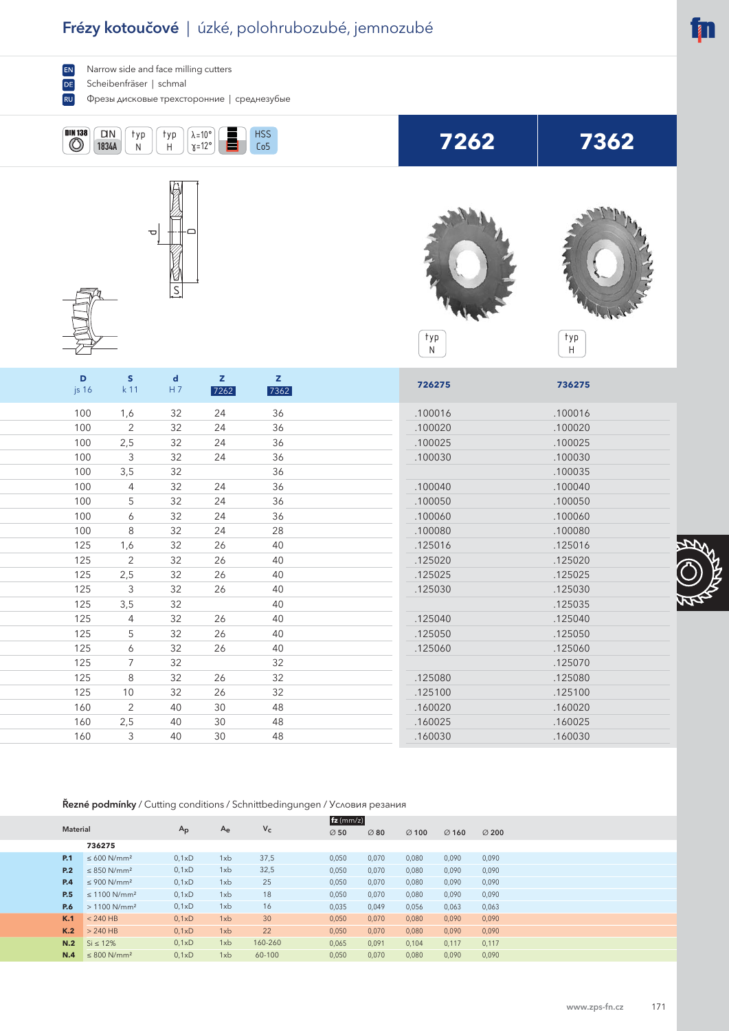# Frézy kotoučové | úzké, polohrubozubé, jemnozubé

- EN: Narrow side and face milling cutters
- DE: Scheibenfräser | schmal
- RU: Фрезы дисковые трехсторонние | среднезубые

DIN 138 | DIN 1834A | typ N | typ H | λ=10° γ=12° | HSS Co5

| D js 16 | S k 11 | d H 7 | Z 7262 | Z 7362 | 7262 726275 | 7362 736275 |
|---|---|---|---|---|---|---|
| 100 | 1,6 | 32 | 24 | 36 | .100016 | .100016 |
| 100 | 2 | 32 | 24 | 36 | .100020 | .100020 |
| 100 | 2,5 | 32 | 24 | 36 | .100025 | .100025 |
| 100 | 3 | 32 | 24 | 36 | .100030 | .100030 |
| 100 | 3,5 | 32 | | 36 | | .100035 |
| 100 | 4 | 32 | 24 | 36 | .100040 | .100040 |
| 100 | 5 | 32 | 24 | 36 | .100050 | .100050 |
| 100 | 6 | 32 | 24 | 36 | .100060 | .100060 |
| 100 | 8 | 32 | 24 | 28 | .100080 | .100080 |
| 125 | 1,6 | 32 | 26 | 40 | .125016 | .125016 |
| 125 | 2 | 32 | 26 | 40 | .125020 | .125020 |
| 125 | 2,5 | 32 | 26 | 40 | .125025 | .125025 |
| 125 | 3 | 32 | 26 | 40 | .125030 | .125030 |
| 125 | 3,5 | 32 | | 40 | | .125035 |
| 125 | 4 | 32 | 26 | 40 | .125040 | .125040 |
| 125 | 5 | 32 | 26 | 40 | .125050 | .125050 |
| 125 | 6 | 32 | 26 | 40 | .125060 | .125060 |
| 125 | 7 | 32 | | 32 | | .125070 |
| 125 | 8 | 32 | 26 | 32 | .125080 | .125080 |
| 125 | 10 | 32 | 26 | 32 | .125100 | .125100 |
| 160 | 2 | 40 | 30 | 48 | .160020 | .160020 |
| 160 | 2,5 | 40 | 30 | 48 | .160025 | .160025 |
| 160 | 3 | 40 | 30 | 48 | .160030 | .160030 |

**Řezné podmínky** / Cutting conditions / Schnittbedingungen / Условия резания

| Material | | $A_p$ | $A_e$ | $V_c$ | fz (mm/z) ∅ 50 | ∅ 80 | ∅ 100 | ∅ 160 | ∅ 200 |
|---|---|---|---|---|---|---|---|---|---|
| | **736275** | | | | | | | | |
| **P.1** | ≤ 600 N/mm² | 0,1xD | 1xb | 37,5 | 0,050 | 0,070 | 0,080 | 0,090 | 0,090 |
| **P.2** | ≤ 850 N/mm² | 0,1xD | 1xb | 32,5 | 0,050 | 0,070 | 0,080 | 0,090 | 0,090 |
| **P.4** | ≤ 900 N/mm² | 0,1xD | 1xb | 25 | 0,050 | 0,070 | 0,080 | 0,090 | 0,090 |
| **P.5** | ≤ 1100 N/mm² | 0,1xD | 1xb | 18 | 0,050 | 0,070 | 0,080 | 0,090 | 0,090 |
| **P.6** | > 1100 N/mm² | 0,1xD | 1xb | 16 | 0,035 | 0,049 | 0,056 | 0,063 | 0,063 |
| **K.1** | < 240 HB | 0,1xD | 1xb | 30 | 0,050 | 0,070 | 0,080 | 0,090 | 0,090 |
| **K.2** | > 240 HB | 0,1xD | 1xb | 22 | 0,050 | 0,070 | 0,080 | 0,090 | 0,090 |
| **N.2** | Si ≤ 12% | 0,1xD | 1xb | 160-260 | 0,065 | 0,091 | 0,104 | 0,117 | 0,117 |
| **N.4** | ≤ 800 N/mm² | 0,1xD | 1xb | 60-100 | 0,050 | 0,070 | 0,080 | 0,090 | 0,090 |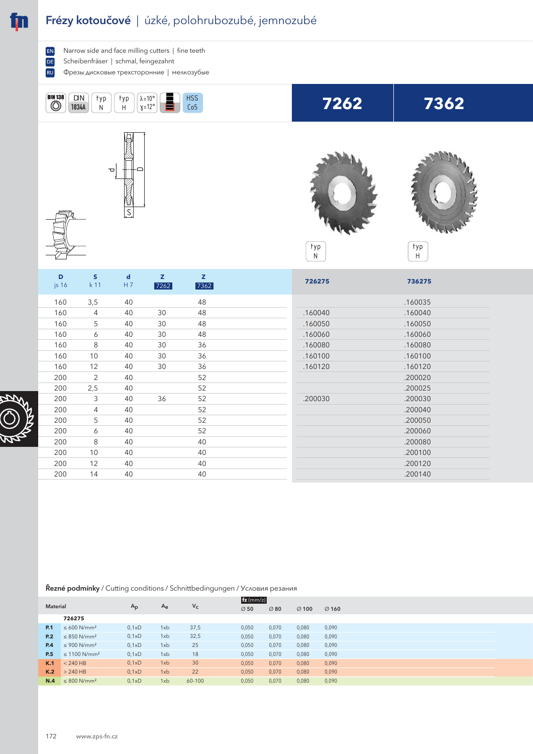# Frézy kotoučové | úzké, polohrubozubé, jemnozubé

EN Narrow side and face milling cutters | fine teeth
DE Scheibenfräser | schmal, feingezahnt
RU Фрезы дисковые трехсторонние | мелкозубые

DIN 138 | DIN 1834A | typ N | typ H | λ=10° γ=12° | HSS Co5

**7262** | **7362**

typ N | typ H

| D js 16 | S k 11 | d H 7 | Z 7262 | Z 7362 | 726275 | 736275 |
|---|---|---|---|---|---|---|
| 160 | 3,5 | 40 | | 48 | | .160035 |
| 160 | 4 | 40 | 30 | 48 | .160040 | .160040 |
| 160 | 5 | 40 | 30 | 48 | .160050 | .160050 |
| 160 | 6 | 40 | 30 | 48 | .160060 | .160060 |
| 160 | 8 | 40 | 30 | 36 | .160080 | .160080 |
| 160 | 10 | 40 | 30 | 36 | .160100 | .160100 |
| 160 | 12 | 40 | 30 | 36 | .160120 | .160120 |
| 200 | 2 | 40 | | 52 | | .200020 |
| 200 | 2,5 | 40 | | 52 | | .200025 |
| 200 | 3 | 40 | 36 | 52 | .200030 | .200030 |
| 200 | 4 | 40 | | 52 | | .200040 |
| 200 | 5 | 40 | | 52 | | .200050 |
| 200 | 6 | 40 | | 52 | | .200060 |
| 200 | 8 | 40 | | 40 | | .200080 |
| 200 | 10 | 40 | | 40 | | .200100 |
| 200 | 12 | 40 | | 40 | | .200120 |
| 200 | 14 | 40 | | 40 | | .200140 |

**Řezné podmínky** / Cutting conditions / Schnittbedingungen / Условия резания

| Material | | $A_p$ | $A_e$ | $V_c$ | fz (mm/z) ∅ 50 | ∅ 80 | ∅ 100 | ∅ 160 |
|---|---|---|---|---|---|---|---|---|
| | **726275** | | | | | | | |
| **P.1** | ≤ 600 N/mm² | 0,1xD | 1xb | 37,5 | 0,050 | 0,070 | 0,080 | 0,090 |
| **P.2** | ≤ 850 N/mm² | 0,1xD | 1xb | 32,5 | 0,050 | 0,070 | 0,080 | 0,090 |
| **P.4** | ≤ 900 N/mm² | 0,1xD | 1xb | 25 | 0,050 | 0,070 | 0,080 | 0,090 |
| **P.5** | ≤ 1100 N/mm² | 0,1xD | 1xb | 18 | 0,050 | 0,070 | 0,080 | 0,090 |
| **K.1** | < 240 HB | 0,1xD | 1xb | 30 | 0,050 | 0,070 | 0,080 | 0,090 |
| **K.2** | > 240 HB | 0,1xD | 1xb | 22 | 0,050 | 0,070 | 0,080 | 0,090 |
| **N.4** | ≤ 800 N/mm² | 0,1xD | 1xb | 60-100 | 0,050 | 0,070 | 0,080 | 0,090 |

www.zps-fn.cz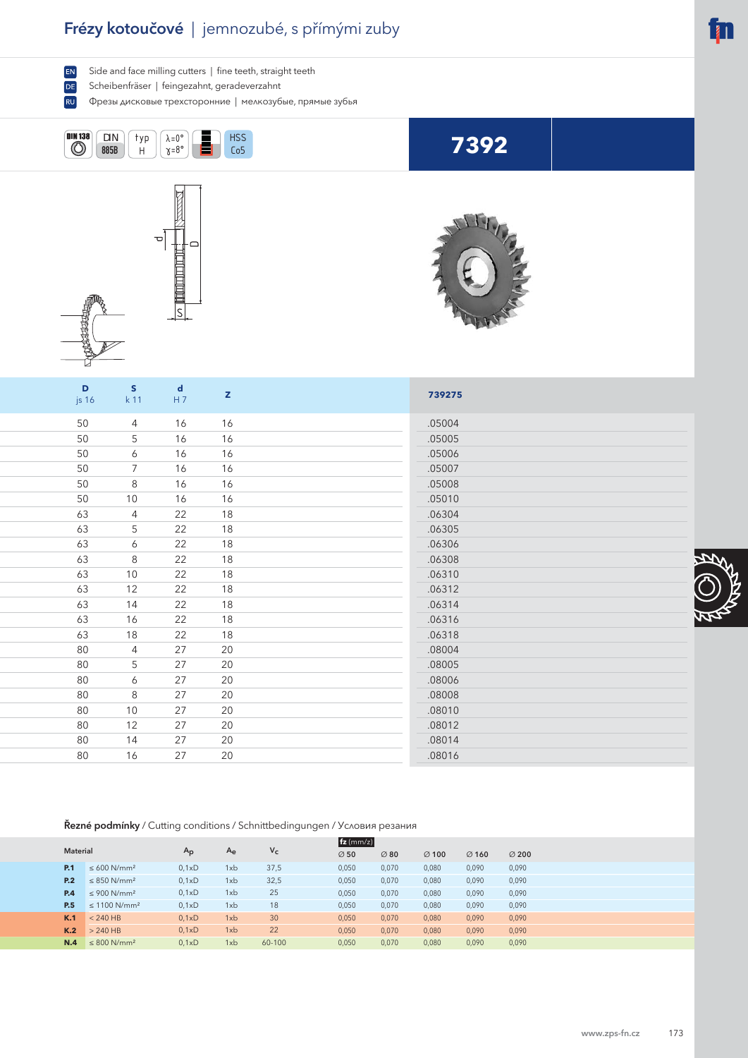# Frézy kotoučové | jemnozubé, s přímými zuby

EN Side and face milling cutters | fine teeth, straight teeth
DE Scheibenfräser | feingezahnt, geradeverzahnt
RU Фрезы дисковые трехсторонние | мелкозубые, прямые зубья

DIN 138 | DIN 885B | typ H | λ=0° γ=8° | HSS Co5

## 7392

| D js 16 | S k 11 | d H 7 | z | 739275 |
|---|---|---|---|---|
| 50 | 4 | 16 | 16 | .05004 |
| 50 | 5 | 16 | 16 | .05005 |
| 50 | 6 | 16 | 16 | .05006 |
| 50 | 7 | 16 | 16 | .05007 |
| 50 | 8 | 16 | 16 | .05008 |
| 50 | 10 | 16 | 16 | .05010 |
| 63 | 4 | 22 | 18 | .06304 |
| 63 | 5 | 22 | 18 | .06305 |
| 63 | 6 | 22 | 18 | .06306 |
| 63 | 8 | 22 | 18 | .06308 |
| 63 | 10 | 22 | 18 | .06310 |
| 63 | 12 | 22 | 18 | .06312 |
| 63 | 14 | 22 | 18 | .06314 |
| 63 | 16 | 22 | 18 | .06316 |
| 63 | 18 | 22 | 18 | .06318 |
| 80 | 4 | 27 | 20 | .08004 |
| 80 | 5 | 27 | 20 | .08005 |
| 80 | 6 | 27 | 20 | .08006 |
| 80 | 8 | 27 | 20 | .08008 |
| 80 | 10 | 27 | 20 | .08010 |
| 80 | 12 | 27 | 20 | .08012 |
| 80 | 14 | 27 | 20 | .08014 |
| 80 | 16 | 27 | 20 | .08016 |

**Řezné podmínky** / Cutting conditions / Schnittbedingungen / Условия резания

| Material | | $A_p$ | $A_e$ | $V_c$ | fz (mm/z) ∅ 50 | ∅ 80 | ∅ 100 | ∅ 160 | ∅ 200 |
|---|---|---|---|---|---|---|---|---|---|
| **P.1** | ≤ 600 N/mm² | 0,1xD | 1xb | 37,5 | 0,050 | 0,070 | 0,080 | 0,090 | 0,090 |
| **P.2** | ≤ 850 N/mm² | 0,1xD | 1xb | 32,5 | 0,050 | 0,070 | 0,080 | 0,090 | 0,090 |
| **P.4** | ≤ 900 N/mm² | 0,1xD | 1xb | 25 | 0,050 | 0,070 | 0,080 | 0,090 | 0,090 |
| **P.5** | ≤ 1100 N/mm² | 0,1xD | 1xb | 18 | 0,050 | 0,070 | 0,080 | 0,090 | 0,090 |
| **K.1** | < 240 HB | 0,1xD | 1xb | 30 | 0,050 | 0,070 | 0,080 | 0,090 | 0,090 |
| **K.2** | > 240 HB | 0,1xD | 1xb | 22 | 0,050 | 0,070 | 0,080 | 0,090 | 0,090 |
| **N.4** | ≤ 800 N/mm² | 0,1xD | 1xb | 60-100 | 0,050 | 0,070 | 0,080 | 0,090 | 0,090 |

www.zps-fn.cz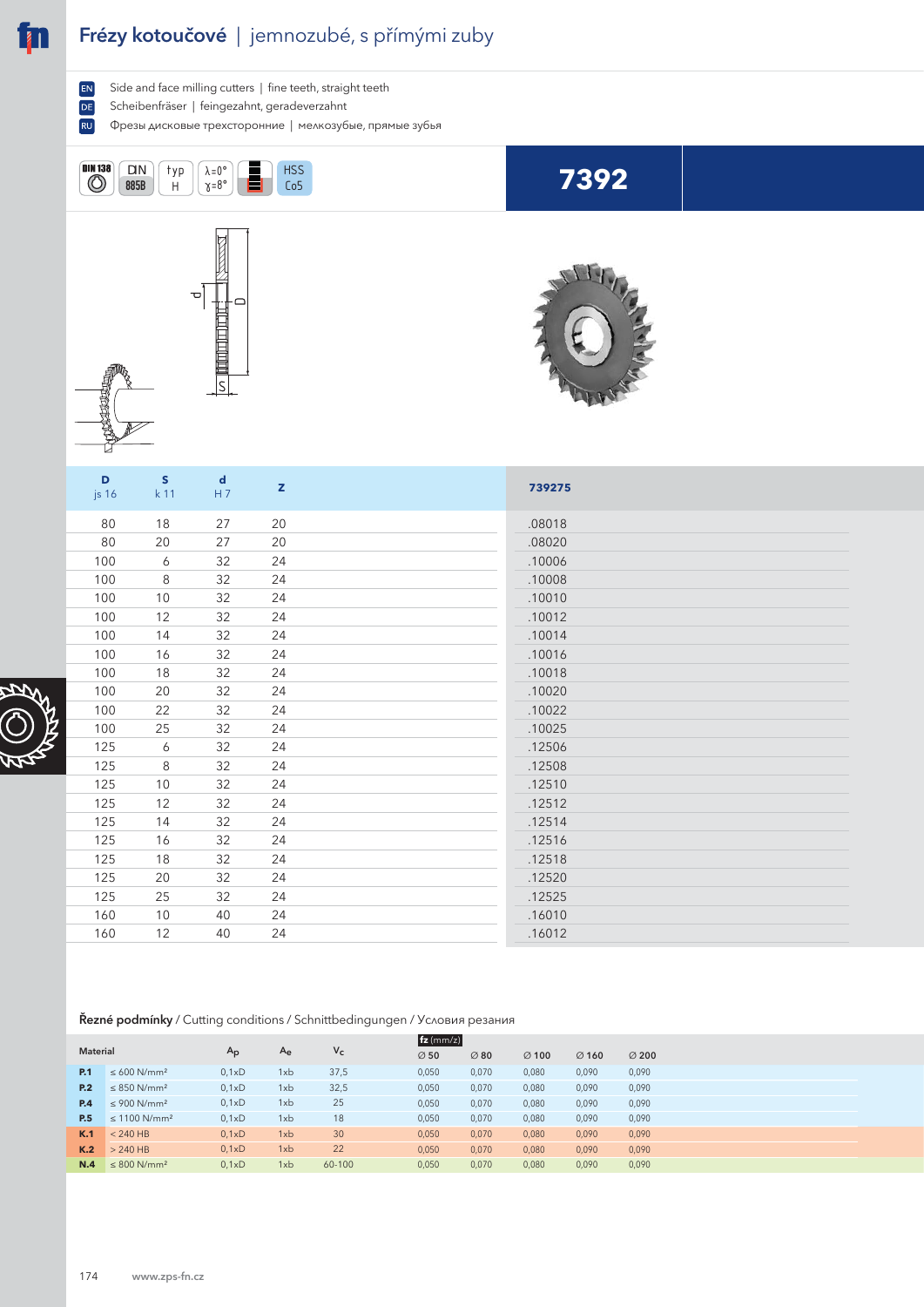# Frézy kotoučové | jemnozubé, s přímými zuby

EN Side and face milling cutters | fine teeth, straight teeth

DE Scheibenfräser | feingezahnt, geradeverzahnt

RU Фрезы дисковые трехсторонние | мелкозубые, прямые зубья

DIN 138 | DIN 885B | typ H | λ=0° γ=8° | HSS Co5

## 7392

| D js 16 | S k 11 | d H 7 | z | 739275 |
|---|---|---|---|---|
| 80 | 18 | 27 | 20 | .08018 |
| 80 | 20 | 27 | 20 | .08020 |
| 100 | 6 | 32 | 24 | .10006 |
| 100 | 8 | 32 | 24 | .10008 |
| 100 | 10 | 32 | 24 | .10010 |
| 100 | 12 | 32 | 24 | .10012 |
| 100 | 14 | 32 | 24 | .10014 |
| 100 | 16 | 32 | 24 | .10016 |
| 100 | 18 | 32 | 24 | .10018 |
| 100 | 20 | 32 | 24 | .10020 |
| 100 | 22 | 32 | 24 | .10022 |
| 100 | 25 | 32 | 24 | .10025 |
| 125 | 6 | 32 | 24 | .12506 |
| 125 | 8 | 32 | 24 | .12508 |
| 125 | 10 | 32 | 24 | .12510 |
| 125 | 12 | 32 | 24 | .12512 |
| 125 | 14 | 32 | 24 | .12514 |
| 125 | 16 | 32 | 24 | .12516 |
| 125 | 18 | 32 | 24 | .12518 |
| 125 | 20 | 32 | 24 | .12520 |
| 125 | 25 | 32 | 24 | .12525 |
| 160 | 10 | 40 | 24 | .16010 |
| 160 | 12 | 40 | 24 | .16012 |

**Řezné podmínky** / Cutting conditions / Schnittbedingungen / Условия резания

| Material | | $A_p$ | $A_e$ | $V_c$ | fz (mm/z) ∅ 50 | ∅ 80 | ∅ 100 | ∅ 160 | ∅ 200 |
|---|---|---|---|---|---|---|---|---|---|
| P.1 | ≤ 600 N/mm² | 0,1xD | 1xb | 37,5 | 0,050 | 0,070 | 0,080 | 0,090 | 0,090 |
| P.2 | ≤ 850 N/mm² | 0,1xD | 1xb | 32,5 | 0,050 | 0,070 | 0,080 | 0,090 | 0,090 |
| P.4 | ≤ 900 N/mm² | 0,1xD | 1xb | 25 | 0,050 | 0,070 | 0,080 | 0,090 | 0,090 |
| P.5 | ≤ 1100 N/mm² | 0,1xD | 1xb | 18 | 0,050 | 0,070 | 0,080 | 0,090 | 0,090 |
| K.1 | < 240 HB | 0,1xD | 1xb | 30 | 0,050 | 0,070 | 0,080 | 0,090 | 0,090 |
| K.2 | > 240 HB | 0,1xD | 1xb | 22 | 0,050 | 0,070 | 0,080 | 0,090 | 0,090 |
| N.4 | ≤ 800 N/mm² | 0,1xD | 1xb | 60-100 | 0,050 | 0,070 | 0,080 | 0,090 | 0,090 |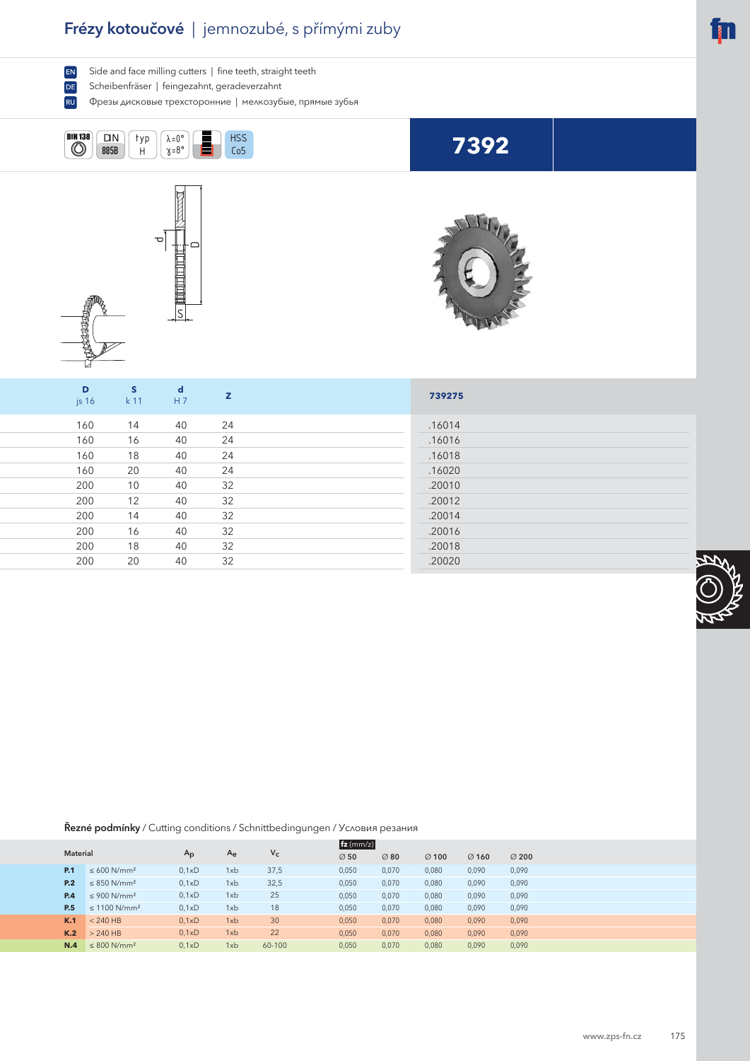# Frézy kotoučové | jemnozubé, s přímými zuby

EN Side and face milling cutters | fine teeth, straight teeth

DE Scheibenfräser | feingezahnt, geradeverzahnt

RU Фрезы дисковые трехсторонние | мелкозубые, прямые зубья

DIN 138 | DIN 885B | typ H | λ=0° γ=8° | HSS Co5

## 7392

| D js 16 | S k 11 | d H 7 | z | 739275 |
|---|---|---|---|---|
| 160 | 14 | 40 | 24 | .16014 |
| 160 | 16 | 40 | 24 | .16016 |
| 160 | 18 | 40 | 24 | .16018 |
| 160 | 20 | 40 | 24 | .16020 |
| 200 | 10 | 40 | 32 | .20010 |
| 200 | 12 | 40 | 32 | .20012 |
| 200 | 14 | 40 | 32 | .20014 |
| 200 | 16 | 40 | 32 | .20016 |
| 200 | 18 | 40 | 32 | .20018 |
| 200 | 20 | 40 | 32 | .20020 |

**Řezné podmínky** / Cutting conditions / Schnittbedingungen / Условия резания

| Material | | $A_p$ | $A_e$ | $V_c$ | fz (mm/z) ∅ 50 | ∅ 80 | ∅ 100 | ∅ 160 | ∅ 200 |
|---|---|---|---|---|---|---|---|---|---|
| **P.1** | ≤ 600 N/mm² | 0,1xD | 1xb | 37,5 | 0,050 | 0,070 | 0,080 | 0,090 | 0,090 |
| **P.2** | ≤ 850 N/mm² | 0,1xD | 1xb | 32,5 | 0,050 | 0,070 | 0,080 | 0,090 | 0,090 |
| **P.4** | ≤ 900 N/mm² | 0,1xD | 1xb | 25 | 0,050 | 0,070 | 0,080 | 0,090 | 0,090 |
| **P.5** | ≤ 1100 N/mm² | 0,1xD | 1xb | 18 | 0,050 | 0,070 | 0,080 | 0,090 | 0,090 |
| **K.1** | < 240 HB | 0,1xD | 1xb | 30 | 0,050 | 0,070 | 0,080 | 0,090 | 0,090 |
| **K.2** | > 240 HB | 0,1xD | 1xb | 22 | 0,050 | 0,070 | 0,080 | 0,090 | 0,090 |
| **N.4** | ≤ 800 N/mm² | 0,1xD | 1xb | 60-100 | 0,050 | 0,070 | 0,080 | 0,090 | 0,090 |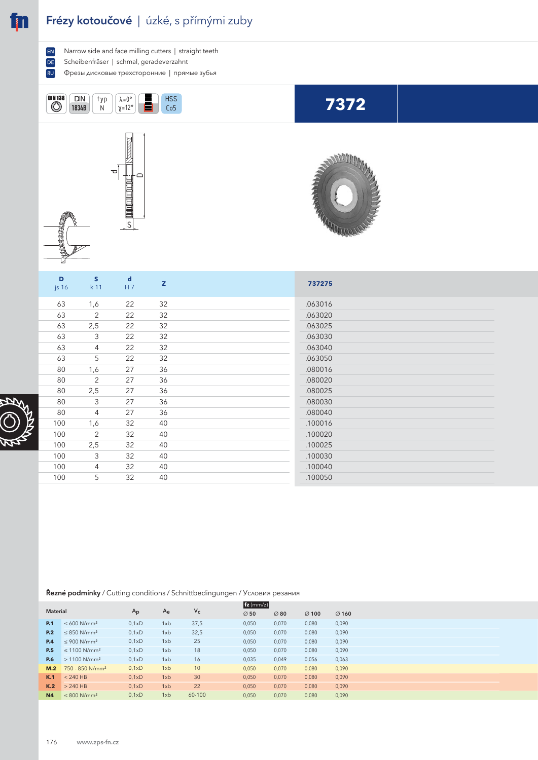# Frézy kotoučové | úzké, s přímými zuby

EN Narrow side and face milling cutters | straight teeth

DE Scheibenfräser | schmal, geradeverzahnt

RU Фрезы дисковые трехсторонние | прямые зубья

DIN 138 | DIN 1834B | typ N | λ=0° γ=12° | HSS Co5

## 7372

| D js 16 | S k 11 | d H 7 | z | 737275 |
|---|---|---|---|---|
| 63 | 1,6 | 22 | 32 | .063016 |
| 63 | 2 | 22 | 32 | .063020 |
| 63 | 2,5 | 22 | 32 | .063025 |
| 63 | 3 | 22 | 32 | .063030 |
| 63 | 4 | 22 | 32 | .063040 |
| 63 | 5 | 22 | 32 | .063050 |
| 80 | 1,6 | 27 | 36 | .080016 |
| 80 | 2 | 27 | 36 | .080020 |
| 80 | 2,5 | 27 | 36 | .080025 |
| 80 | 3 | 27 | 36 | .080030 |
| 80 | 4 | 27 | 36 | .080040 |
| 100 | 1,6 | 32 | 40 | .100016 |
| 100 | 2 | 32 | 40 | .100020 |
| 100 | 2,5 | 32 | 40 | .100025 |
| 100 | 3 | 32 | 40 | .100030 |
| 100 | 4 | 32 | 40 | .100040 |
| 100 | 5 | 32 | 40 | .100050 |

**Řezné podmínky** / Cutting conditions / Schnittbedingungen / Условия резания

| Material | | $A_p$ | $A_e$ | $V_c$ | fz (mm/z) ∅ 50 | ∅ 80 | ∅ 100 | ∅ 160 |
|---|---|---|---|---|---|---|---|---|
| P.1 | ≤ 600 N/mm² | 0,1xD | 1xb | 37,5 | 0,050 | 0,070 | 0,080 | 0,090 |
| P.2 | ≤ 850 N/mm² | 0,1xD | 1xb | 32,5 | 0,050 | 0,070 | 0,080 | 0,090 |
| P.4 | ≤ 900 N/mm² | 0,1xD | 1xb | 25 | 0,050 | 0,070 | 0,080 | 0,090 |
| P.5 | ≤ 1100 N/mm² | 0,1xD | 1xb | 18 | 0,050 | 0,070 | 0,080 | 0,090 |
| P.6 | > 1100 N/mm² | 0,1xD | 1xb | 16 | 0,035 | 0,049 | 0,056 | 0,063 |
| M.2 | 750 - 850 N/mm² | 0,1xD | 1xb | 10 | 0,050 | 0,070 | 0,080 | 0,090 |
| K.1 | < 240 HB | 0,1xD | 1xb | 30 | 0,050 | 0,070 | 0,080 | 0,090 |
| K.2 | > 240 HB | 0,1xD | 1xb | 22 | 0,050 | 0,070 | 0,080 | 0,090 |
| N4 | ≤ 800 N/mm² | 0,1xD | 1xb | 60-100 | 0,050 | 0,070 | 0,080 | 0,090 |

www.zps-fn.cz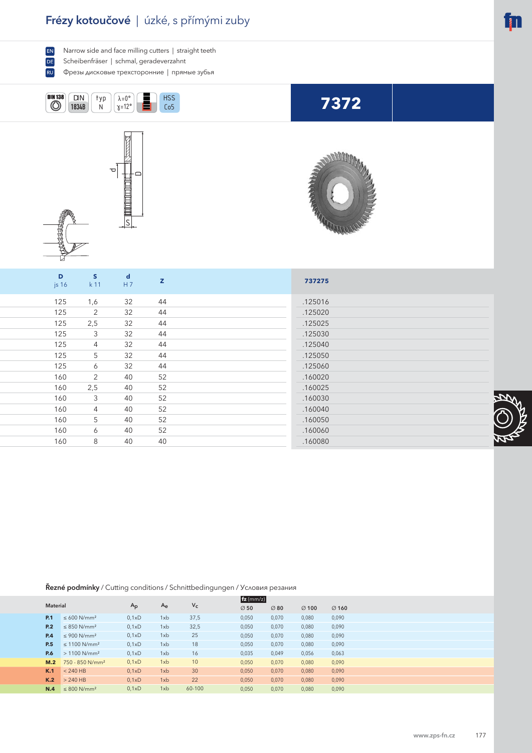# Frézy kotoučové | úzké, s přímými zuby

EN Narrow side and face milling cutters | straight teeth
DE Scheibenfräser | schmal, geradeverzahnt
RU Фрезы дисковые трехсторонние | прямые зубья

DIN 138 | DIN 1834B | typ N | λ=0° γ=12° | HSS Co5

**7372**

| D js 16 | S k 11 | d H 7 | z | 737275 |
|---|---|---|---|---|
| 125 | 1,6 | 32 | 44 | .125016 |
| 125 | 2 | 32 | 44 | .125020 |
| 125 | 2,5 | 32 | 44 | .125025 |
| 125 | 3 | 32 | 44 | .125030 |
| 125 | 4 | 32 | 44 | .125040 |
| 125 | 5 | 32 | 44 | .125050 |
| 125 | 6 | 32 | 44 | .125060 |
| 160 | 2 | 40 | 52 | .160020 |
| 160 | 2,5 | 40 | 52 | .160025 |
| 160 | 3 | 40 | 52 | .160030 |
| 160 | 4 | 40 | 52 | .160040 |
| 160 | 5 | 40 | 52 | .160050 |
| 160 | 6 | 40 | 52 | .160060 |
| 160 | 8 | 40 | 40 | .160080 |

**Řezné podmínky** / Cutting conditions / Schnittbedingungen / Условия резания

| Material | | $A_p$ | $A_e$ | $v_c$ | fz (mm/z) ∅ 50 | ∅ 80 | ∅ 100 | ∅ 160 |
|---|---|---|---|---|---|---|---|---|
| **P.1** | ≤ 600 N/mm² | 0,1xD | 1xb | 37,5 | 0,050 | 0,070 | 0,080 | 0,090 |
| **P.2** | ≤ 850 N/mm² | 0,1xD | 1xb | 32,5 | 0,050 | 0,070 | 0,080 | 0,090 |
| **P.4** | ≤ 900 N/mm² | 0,1xD | 1xb | 25 | 0,050 | 0,070 | 0,080 | 0,090 |
| **P.5** | ≤ 1100 N/mm² | 0,1xD | 1xb | 18 | 0,050 | 0,070 | 0,080 | 0,090 |
| **P.6** | > 1100 N/mm² | 0,1xD | 1xb | 16 | 0,035 | 0,049 | 0,056 | 0,063 |
| **M.2** | 750 - 850 N/mm² | 0,1xD | 1xb | 10 | 0,050 | 0,070 | 0,080 | 0,090 |
| **K.1** | < 240 HB | 0,1xD | 1xb | 30 | 0,050 | 0,070 | 0,080 | 0,090 |
| **K.2** | > 240 HB | 0,1xD | 1xb | 22 | 0,050 | 0,070 | 0,080 | 0,090 |
| **N.4** | ≤ 800 N/mm² | 0,1xD | 1xb | 60-100 | 0,050 | 0,070 | 0,080 | 0,090 |

www.zps-fn.cz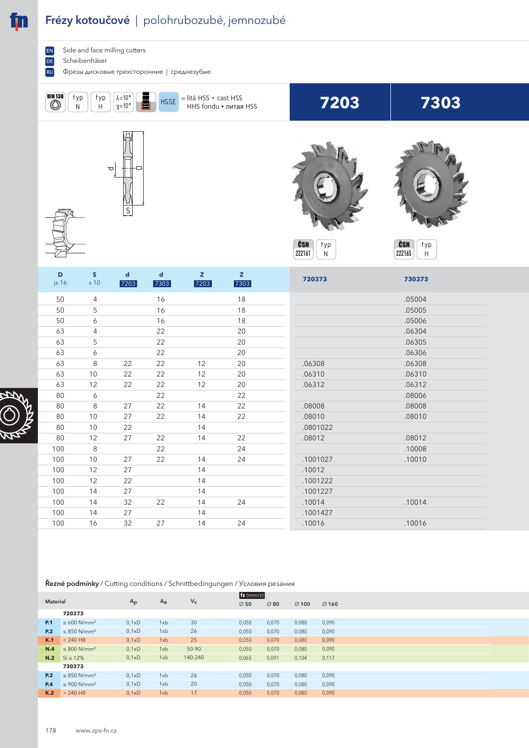# Frézy kotoučové | polohrubozubé, jemnozubé

EN Side and face milling cutters
DE Scheibenfräser
RU Фрезы дисковые трехсторонние | среднезубые

DIN 138 | typ N | typ H | λ=10° γ=10° | HSSE = litá HSS • cast HSS HHS fondu • литая HSS

| | 7203 | 7303 |
|---|---|---|
| | ČSN 222161 typ N | ČSN 222165 typ H |

| D js 16 | S s 10 | d 7203 | d 7303 | Z 7203 | Z 7303 | 720373 | 730373 |
|---|---|---|---|---|---|---|---|
| 50 | 4 | | 16 | | 18 | | .05004 |
| 50 | 5 | | 16 | | 18 | | .05005 |
| 50 | 6 | | 16 | | 18 | | .05006 |
| 63 | 4 | | 22 | | 20 | | .06304 |
| 63 | 5 | | 22 | | 20 | | .06305 |
| 63 | 6 | | 22 | | 20 | | .06306 |
| 63 | 8 | 22 | 22 | 12 | 20 | .06308 | .06308 |
| 63 | 10 | 22 | 22 | 12 | 20 | .06310 | .06310 |
| 63 | 12 | 22 | 22 | 12 | 20 | .06312 | .06312 |
| 80 | 6 | | 22 | | 22 | | .08006 |
| 80 | 8 | 27 | 22 | 14 | 22 | .08008 | .08008 |
| 80 | 10 | 27 | 22 | 14 | 22 | .08010 | .08010 |
| 80 | 10 | 22 | | 14 | | .0801022 | |
| 80 | 12 | 27 | 22 | 14 | 22 | .08012 | .08012 |
| 100 | 8 | | 22 | | 24 | | .10008 |
| 100 | 10 | 27 | 22 | 14 | 24 | .1001027 | .10010 |
| 100 | 12 | 27 | | 14 | | .10012 | |
| 100 | 12 | 22 | | 14 | | .1001222 | |
| 100 | 14 | 27 | | 14 | | .1001227 | |
| 100 | 14 | 32 | 22 | 14 | 24 | .10014 | .10014 |
| 100 | 14 | 27 | | 14 | | .1001427 | |
| 100 | 16 | 32 | 27 | 14 | 24 | .10016 | .10016 |

**Řezné podmínky** / Cutting conditions / Schnittbedingungen / Условия резания

| Material | | $A_p$ | $A_e$ | $V_c$ | fz (mm/z) ∅ 50 | ∅ 80 | ∅ 100 | ∅ 160 |
|---|---|---|---|---|---|---|---|---|
| | **720373** | | | | | | | |
| **P.1** | ≤ 600 N/mm² | 0,1xD | 1xb | 30 | 0,050 | 0,070 | 0,080 | 0,090 |
| **P.2** | ≤ 850 N/mm² | 0,1xD | 1xb | 26 | 0,050 | 0,070 | 0,080 | 0,090 |
| **K.1** | < 240 HB | 0,1xD | 1xb | 25 | 0,050 | 0,070 | 0,080 | 0,090 |
| **N.4** | ≤ 800 N/mm² | 0,1xD | 1xb | 50-90 | 0,050 | 0,070 | 0,080 | 0,090 |
| **N.2** | Si ≤ 12% | 0,1xD | 1xb | 140-240 | 0,065 | 0,091 | 0,104 | 0,117 |
| | **730373** | | | | | | | |
| **P.2** | ≤ 850 N/mm² | 0,1xD | 1xb | 26 | 0,050 | 0,070 | 0,080 | 0,090 |
| **P.4** | ≤ 900 N/mm² | 0,1xD | 1xb | 20 | 0,050 | 0,070 | 0,080 | 0,090 |
| **K.2** | > 240 HB | 0,1xD | 1xb | 17 | 0,050 | 0,070 | 0,080 | 0,090 |

www.zps-fn.cz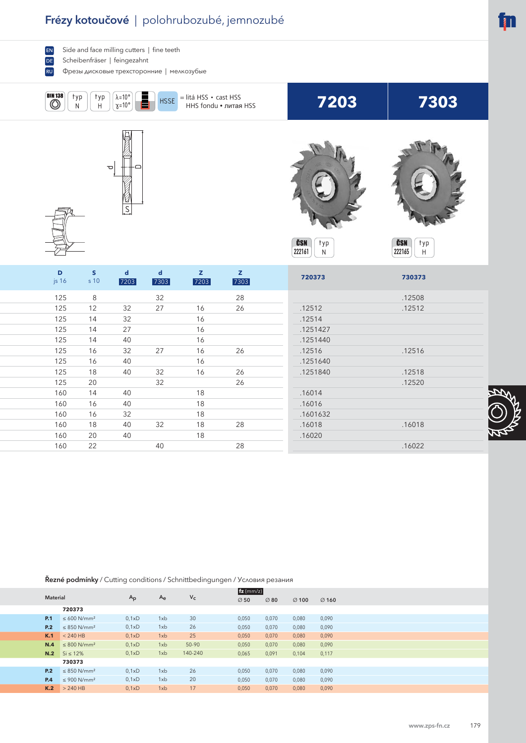# Frézy kotoučové | polohrubozubé, jemnozubé

EN Side and face milling cutters | fine teeth

DE Scheibenfräser | feingezahnt

RU Фрезы дисковые трехсторонние | мелкозубые

DIN 138 | typ N | typ H | λ=10° γ=10° | HSSE = litá HSS • cast HSS HHS fondu • литая HSS

**7203** | **7303**

ČSN 222161 typ N

ČSN 222165 typ H

| D js 16 | S s 10 | d 7203 | d 7303 | Z 7203 | Z 7303 | 720373 | 730373 |
|---|---|---|---|---|---|---|---|
| 125 | 8 | | 32 | | 28 | | .12508 |
| 125 | 12 | 32 | 27 | 16 | 26 | .12512 | .12512 |
| 125 | 14 | 32 | | 16 | | .12514 | |
| 125 | 14 | 27 | | 16 | | .1251427 | |
| 125 | 14 | 40 | | 16 | | .1251440 | |
| 125 | 16 | 32 | 27 | 16 | 26 | .12516 | .12516 |
| 125 | 16 | 40 | | 16 | | .1251640 | |
| 125 | 18 | 40 | 32 | 16 | 26 | .1251840 | .12518 |
| 125 | 20 | | 32 | | 26 | | .12520 |
| 160 | 14 | 40 | | 18 | | .16014 | |
| 160 | 16 | 40 | | 18 | | .16016 | |
| 160 | 16 | 32 | | 18 | | .1601632 | |
| 160 | 18 | 40 | 32 | 18 | 28 | .16018 | .16018 |
| 160 | 20 | 40 | | 18 | | .16020 | |
| 160 | 22 | | 40 | | 28 | | .16022 |

**Řezné podmínky** / Cutting conditions / Schnittbedingungen / Условия резания

| Material | | $A_p$ | $A_e$ | $V_c$ | fz (mm/z) ∅ 50 | ∅ 80 | ∅ 100 | ∅ 160 |
|---|---|---|---|---|---|---|---|---|
| | **720373** | | | | | | | |
| **P.1** | ≤ 600 N/mm² | 0,1xD | 1xb | 30 | 0,050 | 0,070 | 0,080 | 0,090 |
| **P.2** | ≤ 850 N/mm² | 0,1xD | 1xb | 26 | 0,050 | 0,070 | 0,080 | 0,090 |
| **K.1** | < 240 HB | 0,1xD | 1xb | 25 | 0,050 | 0,070 | 0,080 | 0,090 |
| **N.4** | ≤ 800 N/mm² | 0,1xD | 1xb | 50-90 | 0,050 | 0,070 | 0,080 | 0,090 |
| **N.2** | Si ≤ 12% | 0,1xD | 1xb | 140-240 | 0,065 | 0,091 | 0,104 | 0,117 |
| | **730373** | | | | | | | |
| **P.2** | ≤ 850 N/mm² | 0,1xD | 1xb | 26 | 0,050 | 0,070 | 0,080 | 0,090 |
| **P.4** | ≤ 900 N/mm² | 0,1xD | 1xb | 20 | 0,050 | 0,070 | 0,080 | 0,090 |
| **K.2** | > 240 HB | 0,1xD | 1xb | 17 | 0,050 | 0,070 | 0,080 | 0,090 |

www.zps-fn.cz